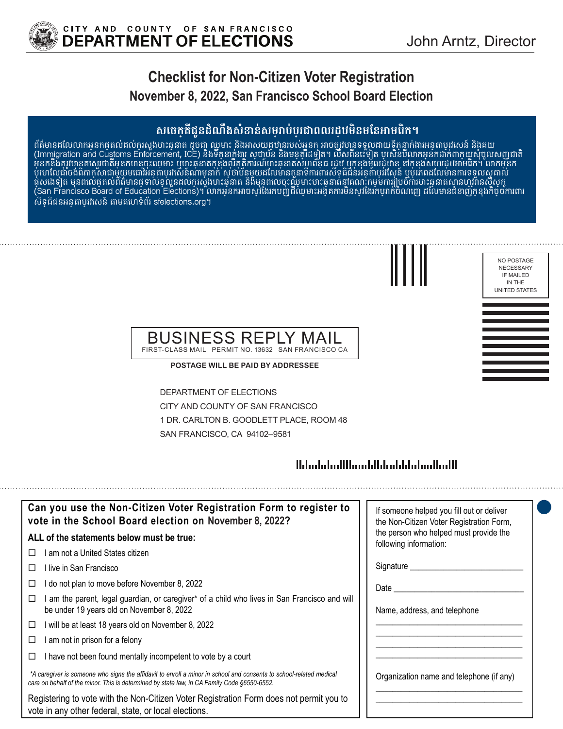CITY AND COUNTY OF SAN FRANCISCO
**DEPARTMENT OF ELECTIONS**

John Arntz, Director

# Checklist for Non-Citizen Voter Registration

## November 8, 2022, San Francisco School Board Election

### សេចក្តីជូនដំណឹងសំខាន់សម្រាប់ប្រជាពលរដ្ឋមិនមែនអាមេរិក។

ព័ត៌មានដែលលោកអ្នកផ្តល់ដល់ក្រសួងបោះឆ្នោត ដូចជា ឈ្មោះ និងអាសយដ្ឋានរបស់អ្នក អាចត្រូវបានទទួលដោយទីភ្នាក់ងារអន្តោប្រវេសន៍ និងគយ (Immigration and Customs Enforcement, ICE) និងទីភ្នាក់ងារ ស្ថាប័ន និងមនុស្សដទៃទៀត។ លើសពីនេះទៀត ប្រសិនបើលោកអ្នកដាក់ពាក្យសុំចូលសញ្ជាតិ អ្នកនឹងត្រូវបានគេសួរថាតើអ្នកបានចុះឈ្មោះ ឬបោះឆ្នោតក្នុងព្រឹត្តិការណ៍បោះឆ្នោតសហព័ន្ធ រដ្ឋ ឬក្នុងមូលដ្ឋាន នៅក្នុងសហរដ្ឋអាមេរិក។ លោកអ្នកប្រហែលជាចង់ពិភាក្សាជាមួយមេធាវីអន្តោប្រវេសន៍ណាម្នាក់ ស្ថាប័នមួយដែលមិនមែនរកប្រាក់ចំណេញ ដែលមានជំនាញក្នុងកិច្ចការពារសិទ្ធិជនអន្តោប្រវេសន៍ ឬប្រភពដែលមានការទទួលស្គាល់ផ្សេងទៀត មុនពេលផ្តល់ព័ត៌មានផ្ទាល់ខ្លួនដល់ក្រសួងបោះឆ្នោត និងមុនពេលចុះឈ្មោះបោះឆ្នោតនៅគណៈកម្មការរៀបចំការបោះឆ្នោតសាលារៀនសិក្សា (San Francisco Board of Education Elections)។ លោកអ្នកអាចស្វែងរកបញ្ជីឈ្មោះអង្គការមិនស្វែងរកប្រាក់ចំណេញ ដែលមានជំនាញក្នុងកិច្ចការពារសិទ្ធិជនអន្តោប្រវេសន៍ តាមគេហទំព័រ sfelections.org។

---

NO POSTAGE NECESSARY IF MAILED IN THE UNITED STATES

**BUSINESS REPLY MAIL**
FIRST-CLASS MAIL PERMIT NO. 13632 SAN FRANCISCO CA

**POSTAGE WILL BE PAID BY ADDRESSEE**

DEPARTMENT OF ELECTIONS
CITY AND COUNTY OF SAN FRANCISCO
1 DR. CARLTON B. GOODLETT PLACE, ROOM 48
SAN FRANCISCO, CA 94102–9581

---

### Can you use the Non-Citizen Voter Registration Form to register to vote in the School Board election on November 8, 2022?

**ALL of the statements below must be true:**

- ☐ I am not a United States citizen
- ☐ I live in San Francisco
- ☐ I do not plan to move before November 8, 2022
- ☐ I am the parent, legal guardian, or caregiver* of a child who lives in San Francisco and will be under 19 years old on November 8, 2022
- ☐ I will be at least 18 years old on November 8, 2022
- ☐ I am not in prison for a felony
- ☐ I have not been found mentally incompetent to vote by a court

*\*A caregiver is someone who signs the affidavit to enroll a minor in school and consents to school-related medical care on behalf of the minor. This is determined by state law, in CA Family Code §6550-6552.*

Registering to vote with the Non-Citizen Voter Registration Form does not permit you to vote in any other federal, state, or local elections.

If someone helped you fill out or deliver the Non-Citizen Voter Registration Form, the person who helped must provide the following information:

Signature ___________________________

Date ___________________________

Name, address, and telephone

___________________________
___________________________
___________________________
___________________________

Organization name and telephone (if any)

___________________________
___________________________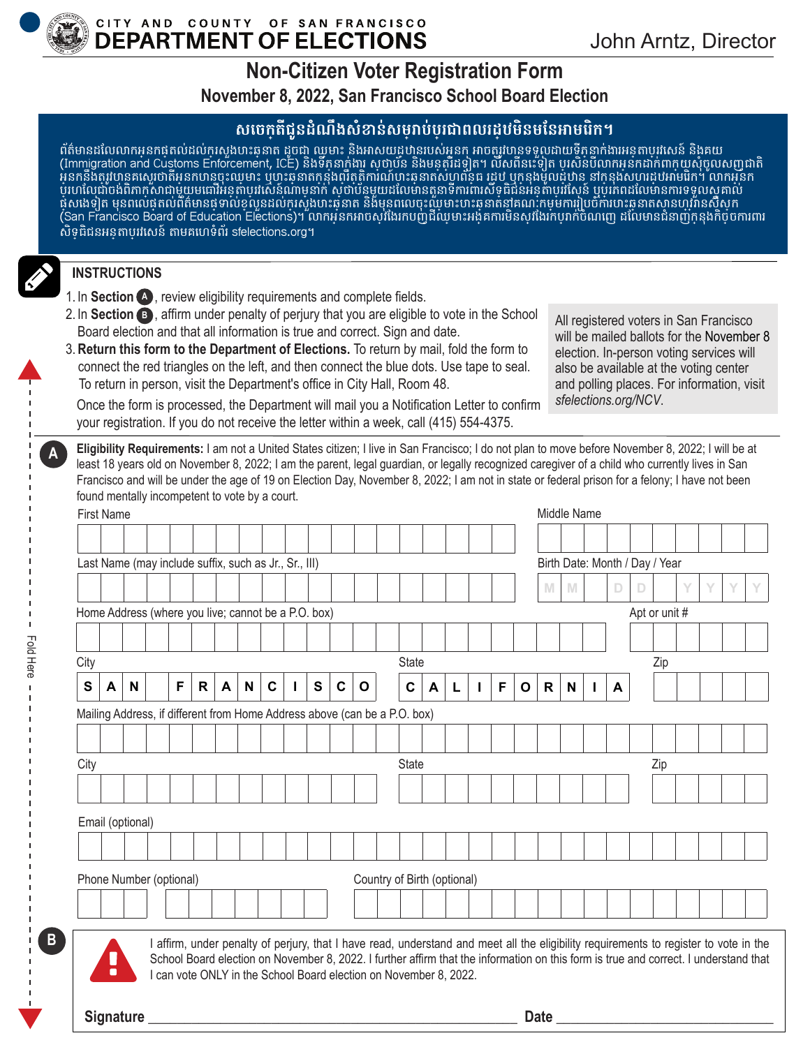CITY AND COUNTY OF SAN FRANCISCO
**DEPARTMENT OF ELECTIONS**

John Arntz, Director

# Non-Citizen Voter Registration Form

## November 8, 2022, San Francisco School Board Election

**សេចក្តីជូនដំណឹងសំខាន់សម្រាប់ប្រជាពលរដ្ឋមិនមែនអាមេរិក។**

ព័ត៌មានដែលលោកអ្នកផ្តល់ដល់ក្រសួងរដ្ឋបាល ដូចជា ឈ្មោះ និងអាសយដ្ឋានរបស់អ្នក អាចត្រូវបានទទួលដោយទីភ្នាក់ងារអន្តោប្រវេសន៍ និងគយ (Immigration and Customs Enforcement, ICE) និងទីភ្នាក់ងារ ស្ថាប័ន និងមនុស្សដទៃទៀត។ លើសពីនេះទៀត ប្រសិនបើលោកអ្នកដាក់ពាក្យសុំចូលសញ្ជាតិ អ្នកនឹងត្រូវបានគេសួរថាតើអ្នកបានចុះឈ្មោះ ឬបោះឆ្នោតក្នុងព្រឹត្តិការណ៍បោះឆ្នោតសហព័ន្ធ រដ្ឋ ឬក្នុងមូលដ្ឋាន នៅក្នុងសហរដ្ឋអាមេរិក។ លោកអ្នកប្រហែលជាចង់ពិភាក្សាជាមួយមេធាវីអន្តោប្រវេសន៍ណាម្នាក់ ស្ថាប័នមួយដែលមានតួនាទីការពារសិទ្ធិជនអន្តោប្រវេសន៍ ឬប្រភពដទៃមានការទទួលស្គាល់ផ្សេងទៀត មុនពេលផ្តល់ព័ត៌មានផ្ទាល់ខ្លួនដល់ក្រសួងបោះឆ្នោត និងមុនពេលចុះឈ្មោះបោះឆ្នោតនៅគណៈកម្មការអប់រំបោះឆ្នោតសាលាស្រុក (San Francisco Board of Education Elections)។ លោកអ្នកអាចស្វែងរកបញ្ជីឈ្មោះអង្គការមិនស្វែងរកប្រាក់ចំណេញ ដែលមានជំនាញក្នុងកិច្ចការពារសិទ្ធិជនអន្តោប្រវេសន៍ តាមគេហទំព័រ sfelections.org។

### INSTRUCTIONS

1. In **Section A**, review eligibility requirements and complete fields.
2. In **Section B**, affirm under penalty of perjury that you are eligible to vote in the School Board election and that all information is true and correct. Sign and date.
3. **Return this form to the Department of Elections.** To return by mail, fold the form to connect the red triangles on the left, and then connect the blue dots. Use tape to seal. To return in person, visit the Department's office in City Hall, Room 48.

Once the form is processed, the Department will mail you a Notification Letter to confirm your registration. If you do not receive the letter within a week, call (415) 554-4375.

All registered voters in San Francisco will be mailed ballots for the November 8 election. In-person voting services will also be available at the voting center and polling places. For information, visit *sfelections.org/NCV*.

Fold Here

**A**

**Eligibility Requirements:** I am not a United States citizen; I live in San Francisco; I do not plan to move before November 8, 2022; I will be at least 18 years old on November 8, 2022; I am the parent, legal guardian, or legally recognized caregiver of a child who currently lives in San Francisco and will be under the age of 19 on Election Day, November 8, 2022; I am not in state or federal prison for a felony; I have not been found mentally incompetent to vote by a court.

First Name ______________________ Middle Name ______________________

Last Name (may include suffix, such as Jr., Sr., III) ______________________ Birth Date: Month / Day / Year M M D D Y Y Y Y

Home Address (where you live; cannot be a P.O. box) ______________________ Apt or unit # __________

City SAN FRANCISCO State CALIFORNIA Zip __________

Mailing Address, if different from Home Address above (can be a P.O. box) ______________________

City ______________________ State ______________________ Zip __________

Email (optional) ______________________

Phone Number (optional) ______________________ Country of Birth (optional) ______________________

**B**

I affirm, under penalty of perjury, that I have read, understand and meet all the eligibility requirements to register to vote in the School Board election on November 8, 2022. I further affirm that the information on this form is true and correct. I understand that I can vote ONLY in the School Board election on November 8, 2022.

**Signature** ______________________ **Date** ______________________